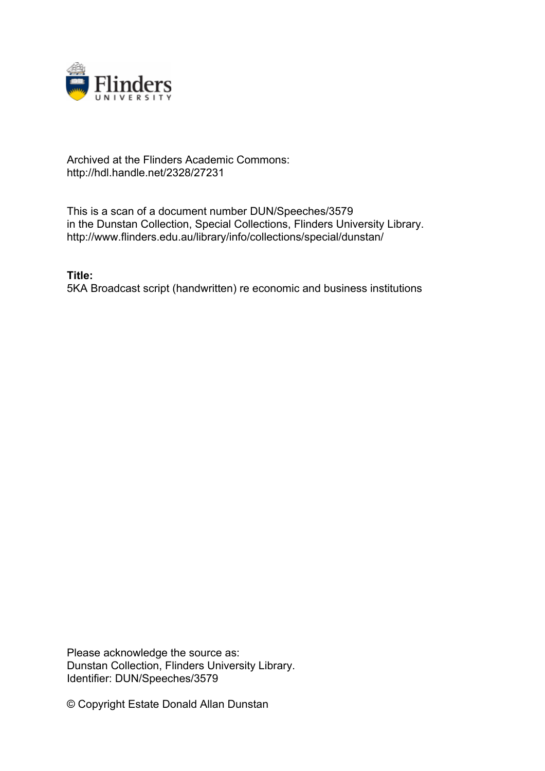Archived at the Flinders Academic Commons:
http://hdl.handle.net/2328/27231

This is a scan of a document number DUN/Speeches/3579
in the Dunstan Collection, Special Collections, Flinders University Library.
http://www.flinders.edu.au/library/info/collections/special/dunstan/

**Title:**
5KA Broadcast script (handwritten) re economic and business institutions

Please acknowledge the source as:
Dunstan Collection, Flinders University Library.
Identifier: DUN/Speeches/3579

© Copyright Estate Donald Allan Dunstan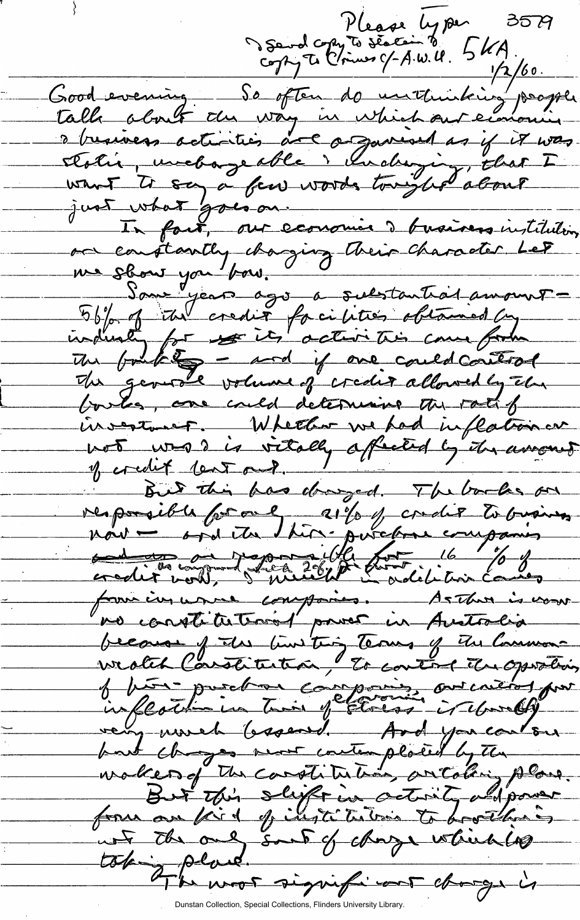Please type 3579
& send copy to station &
copy to Crimes c/- A.W.U. 5KA.
1/2/60.

Good evening. So often do unthinking people talk about the way in which our economic & business activities are organised as if it was static, unchangeable & unchanging, that I want to say a few words tonight about just what goes on.

In fact, our economic & business institutions are constantly changing their character. Let me show you how.

Some years ago a substantial amount - 56% of the credit facilities obtained by industry for ~~its~~ its activities came from the banks - and if one could control the general volume of credit allowed by the banks, one could determine the rate of investment. Whether we had inflation or not was & is vitally affected by the amount of credit lent out.

But this has changed. The banks are responsible for only 21% of credit to business now - and the hire-purchase companies ~~and~~ ~~are~~ are responsible for 16% of credit now, (as compared with 2% before) & much in addition comes from insurance companies. As there is now no constitutional power in Australia because of the limiting terms of the Commonwealth Constitution, to control the operations of hire-purchase companies, our control over inflation in times of economic stress is thereby very much lessened. And you can see how changes never contemplated by the makers of the constitution, are taking place.

But this shift in activity and power from one kind of institution to another is not the only sort of change which is taking place.

The most significant change is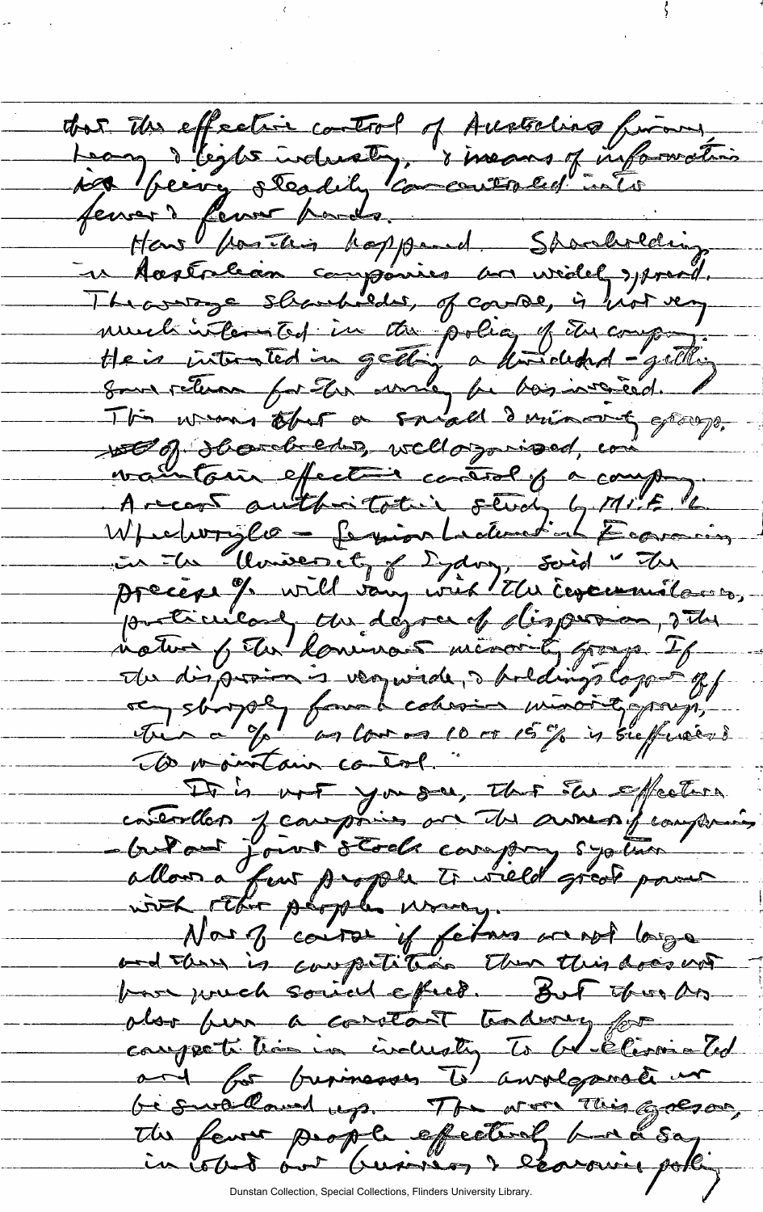that the effective control of Australian finance, heavy & light industry, & means of information are being steadily concentrated into fewer & fewer hands.

How has this happened. Shareholding in Australian companies are widely spread. The average shareholder, of course, is not very much interested in the policy of the company. He is interested in getting a dividend - getting some return for the money he has invested. This means that a small & minority group of shareholders, well organised, can maintain effective control of a company. A recent authoritative study by M.E. le Wheelwright - Senior Lecturer in Economics in the University of Sydney, said "The precise % will vary with the circumstances, particularly the degree of dispersion, & the nature of the dominant minority group. If the dispersion is very wide, & holdings largely off very sharply from a cohesive minority group, then a % as low as 10 or 15% is sufficient to maintain control."

It is not you see, that the effective controllers of companies are the owners of companies - but our joint stock company system allows a few people to wield great power with other people's money.

Now of course if firms are not large and there is competition then this does not have much social effect. But there has also been a constant tendency for competition in industry to be eliminated and for businesses to amalgamate or be swallowed up. The more this goes on, the fewer people effectively have a say in what our business & economic policy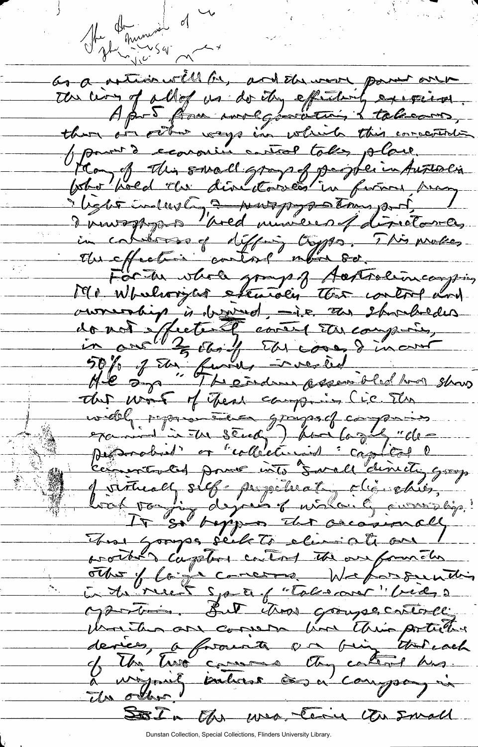The [illegible] minimise of ...
the ... [illegible]

as a nation will be, and the more power over the lives of all of us do they effectively exercise.

Apart from amalgamations & takeovers, there are other ways in which this concentration of power & economic control takes place. Many of this small group of people in Australia who hold the directorates in finance, heavy & light industry, & newspapers, transport, & newspapers hold numbers of directorates in companies of differing types. This makes the effective control more so.

For the whole group of Australian companies Mr Wheelwright steadily [illegible] control and ownership is [illegible], i.e. the shareholders do not effectively control the companies, in over 2/3 of the cases & in over 50% of the funds invested.

He says "The evidence assembled here shows that most of these companies (i.e. the widely representative groups of companies examined in the study) have largely "de-personalised" or "collectivised" capital & concentrated power into small directing groups of virtually self-perpetuating oligarchies, with varying degrees of minority ownership."

It so happens that occasionally these groups seek to eliminate one another's capital control the one from the other of large concerns. We saw such this in the recent spate of "takeover" bids & operations. But these groups, controlling these and concerns have their particular devices, a favourite one being that each of the two concerns they control has a majority interest in a company in the other.

So In the western [illegible] the small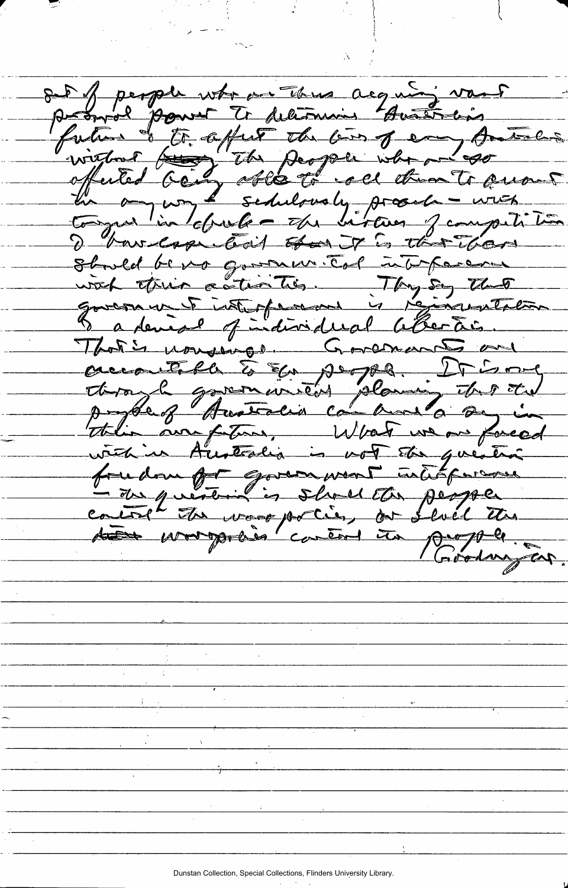set of people who are thus acquiring vast personal power to determine Australia's future & to affect the lives of every Australian without ~~being~~ the people who are so affected being able to call them to account in any way — sedulously preach — with tongue in cheek — the virtues of competition & laissez-faire ~~that it~~ is that there should be no governmental interference with their activities. They say that government interference is regimentation & a denial of individual liberties.

That is nonsense. Governments are accountable to the people. It is only through government planning that the people of Australia can have a say in their own future. What we are faced with in Australia is not the question freedom from government interference — the question is should the people control the monopolies, or should the ~~monop~~ monopolies control the people.

Goodwin Ear.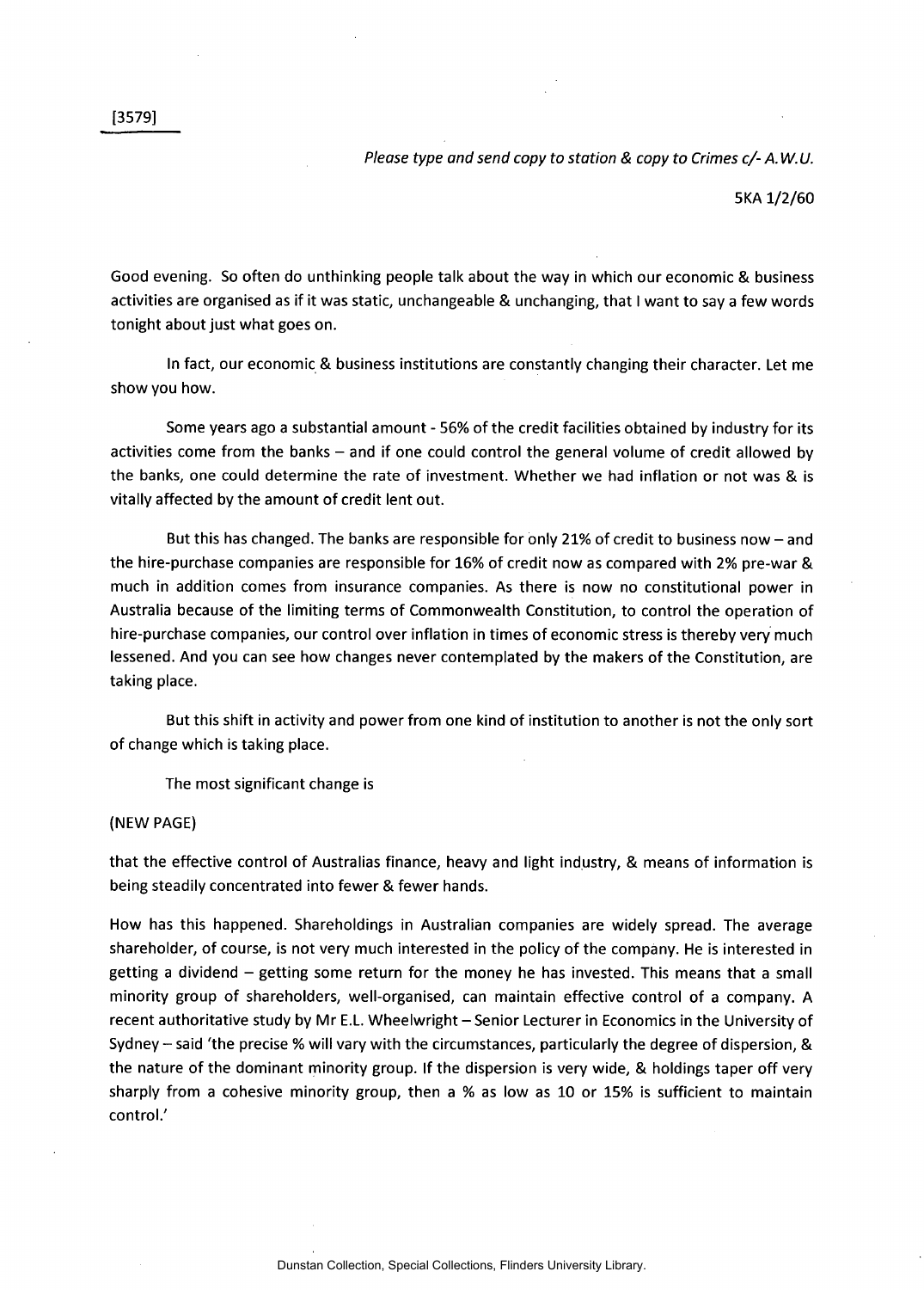[3579]

*Please type and send copy to station & copy to Crimes c/- A.W.U.*

5KA 1/2/60

Good evening. So often do unthinking people talk about the way in which our economic & business activities are organised as if it was static, unchangeable & unchanging, that I want to say a few words tonight about just what goes on.

In fact, our economic & business institutions are constantly changing their character. Let me show you how.

Some years ago a substantial amount - 56% of the credit facilities obtained by industry for its activities come from the banks – and if one could control the general volume of credit allowed by the banks, one could determine the rate of investment. Whether we had inflation or not was & is vitally affected by the amount of credit lent out.

But this has changed. The banks are responsible for only 21% of credit to business now – and the hire-purchase companies are responsible for 16% of credit now as compared with 2% pre-war & much in addition comes from insurance companies. As there is now no constitutional power in Australia because of the limiting terms of Commonwealth Constitution, to control the operation of hire-purchase companies, our control over inflation in times of economic stress is thereby very much lessened. And you can see how changes never contemplated by the makers of the Constitution, are taking place.

But this shift in activity and power from one kind of institution to another is not the only sort of change which is taking place.

The most significant change is

(NEW PAGE)

that the effective control of Australias finance, heavy and light industry, & means of information is being steadily concentrated into fewer & fewer hands.

How has this happened. Shareholdings in Australian companies are widely spread. The average shareholder, of course, is not very much interested in the policy of the company. He is interested in getting a dividend – getting some return for the money he has invested. This means that a small minority group of shareholders, well-organised, can maintain effective control of a company. A recent authoritative study by Mr E.L. Wheelwright – Senior Lecturer in Economics in the University of Sydney – said 'the precise % will vary with the circumstances, particularly the degree of dispersion, & the nature of the dominant minority group. If the dispersion is very wide, & holdings taper off very sharply from a cohesive minority group, then a % as low as 10 or 15% is sufficient to maintain control.'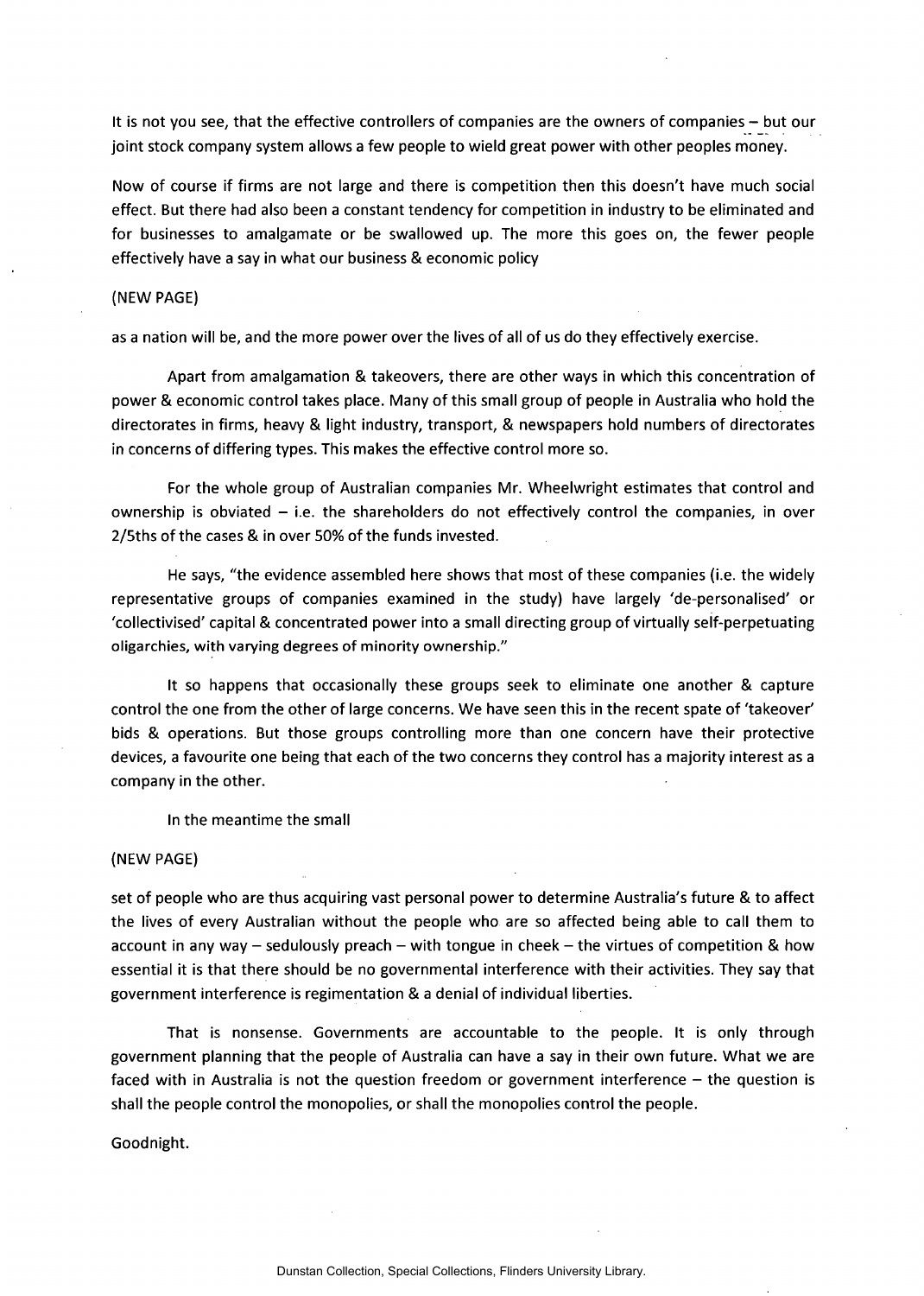It is not you see, that the effective controllers of companies are the owners of companies – but our joint stock company system allows a few people to wield great power with other peoples money.

Now of course if firms are not large and there is competition then this doesn't have much social effect. But there had also been a constant tendency for competition in industry to be eliminated and for businesses to amalgamate or be swallowed up. The more this goes on, the fewer people effectively have a say in what our business & economic policy

(NEW PAGE)

as a nation will be, and the more power over the lives of all of us do they effectively exercise.

Apart from amalgamation & takeovers, there are other ways in which this concentration of power & economic control takes place. Many of this small group of people in Australia who hold the directorates in firms, heavy & light industry, transport, & newspapers hold numbers of directorates in concerns of differing types. This makes the effective control more so.

For the whole group of Australian companies Mr. Wheelwright estimates that control and ownership is obviated – i.e. the shareholders do not effectively control the companies, in over 2/5ths of the cases & in over 50% of the funds invested.

He says, "the evidence assembled here shows that most of these companies (i.e. the widely representative groups of companies examined in the study) have largely 'de-personalised' or 'collectivised' capital & concentrated power into a small directing group of virtually self-perpetuating oligarchies, with varying degrees of minority ownership."

It so happens that occasionally these groups seek to eliminate one another & capture control the one from the other of large concerns. We have seen this in the recent spate of 'takeover' bids & operations. But those groups controlling more than one concern have their protective devices, a favourite one being that each of the two concerns they control has a majority interest as a company in the other.

In the meantime the small

(NEW PAGE)

set of people who are thus acquiring vast personal power to determine Australia's future & to affect the lives of every Australian without the people who are so affected being able to call them to account in any way – sedulously preach – with tongue in cheek – the virtues of competition & how essential it is that there should be no governmental interference with their activities. They say that government interference is regimentation & a denial of individual liberties.

That is nonsense. Governments are accountable to the people. It is only through government planning that the people of Australia can have a say in their own future. What we are faced with in Australia is not the question freedom or government interference – the question is shall the people control the monopolies, or shall the monopolies control the people.

Goodnight.